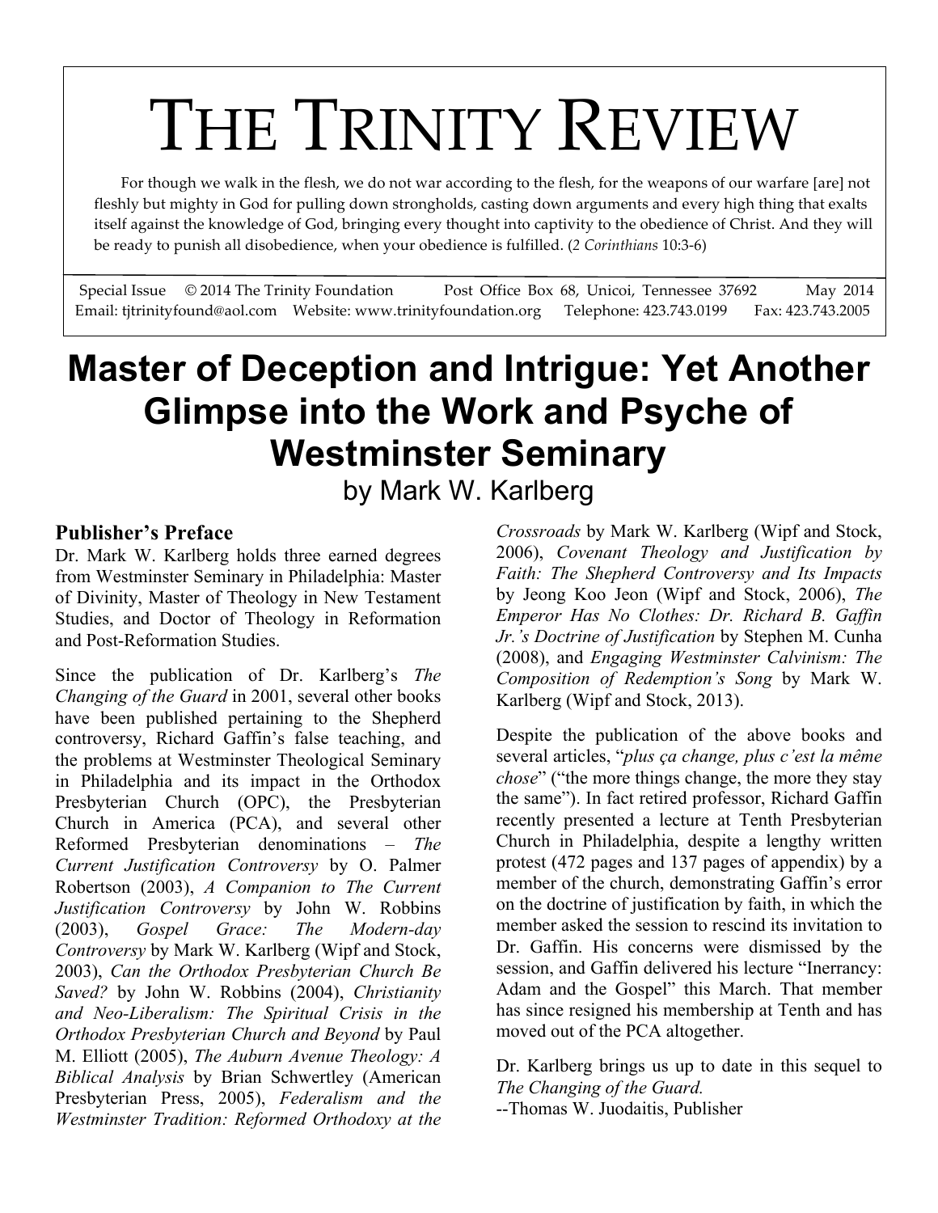# The Trinity Review

For though we walk in the flesh, we do not war according to the flesh, for the weapons of our warfare [are] not fleshly but mighty in God for pulling down strongholds, casting down arguments and every high thing that exalts itself against the knowledge of God, bringing every thought into captivity to the obedience of Christ. And they will be ready to punish all disobedience, when your obedience is fulfilled. (*2 Corinthians* 10:3-6)

Special Issue © 2014 The Trinity Foundation Post Office Box 68, Unicoi, Tennessee 37692 May 2014
Email: tjtrinityfound@aol.com Website: www.trinityfoundation.org Telephone: 423.743.0199 Fax: 423.743.2005

# Master of Deception and Intrigue: Yet Another Glimpse into the Work and Psyche of Westminster Seminary

by Mark W. Karlberg

## Publisher's Preface

Dr. Mark W. Karlberg holds three earned degrees from Westminster Seminary in Philadelphia: Master of Divinity, Master of Theology in New Testament Studies, and Doctor of Theology in Reformation and Post-Reformation Studies.

Since the publication of Dr. Karlberg's *The Changing of the Guard* in 2001, several other books have been published pertaining to the Shepherd controversy, Richard Gaffin's false teaching, and the problems at Westminster Theological Seminary in Philadelphia and its impact in the Orthodox Presbyterian Church (OPC), the Presbyterian Church in America (PCA), and several other Reformed Presbyterian denominations – *The Current Justification Controversy* by O. Palmer Robertson (2003), *A Companion to The Current Justification Controversy* by John W. Robbins (2003), *Gospel Grace: The Modern-day Controversy* by Mark W. Karlberg (Wipf and Stock, 2003), *Can the Orthodox Presbyterian Church Be Saved?* by John W. Robbins (2004), *Christianity and Neo-Liberalism: The Spiritual Crisis in the Orthodox Presbyterian Church and Beyond* by Paul M. Elliott (2005), *The Auburn Avenue Theology: A Biblical Analysis* by Brian Schwertley (American Presbyterian Press, 2005), *Federalism and the Westminster Tradition: Reformed Orthodoxy at the Crossroads* by Mark W. Karlberg (Wipf and Stock, 2006), *Covenant Theology and Justification by Faith: The Shepherd Controversy and Its Impacts* by Jeong Koo Jeon (Wipf and Stock, 2006), *The Emperor Has No Clothes: Dr. Richard B. Gaffin Jr.'s Doctrine of Justification* by Stephen M. Cunha (2008), and *Engaging Westminster Calvinism: The Composition of Redemption's Song* by Mark W. Karlberg (Wipf and Stock, 2013).

Despite the publication of the above books and several articles, "*plus ça change, plus c'est la même chose*" ("the more things change, the more they stay the same"). In fact retired professor, Richard Gaffin recently presented a lecture at Tenth Presbyterian Church in Philadelphia, despite a lengthy written protest (472 pages and 137 pages of appendix) by a member of the church, demonstrating Gaffin's error on the doctrine of justification by faith, in which the member asked the session to rescind its invitation to Dr. Gaffin. His concerns were dismissed by the session, and Gaffin delivered his lecture "Inerrancy: Adam and the Gospel" this March. That member has since resigned his membership at Tenth and has moved out of the PCA altogether.

Dr. Karlberg brings us up to date in this sequel to *The Changing of the Guard.*

--Thomas W. Juodaitis, Publisher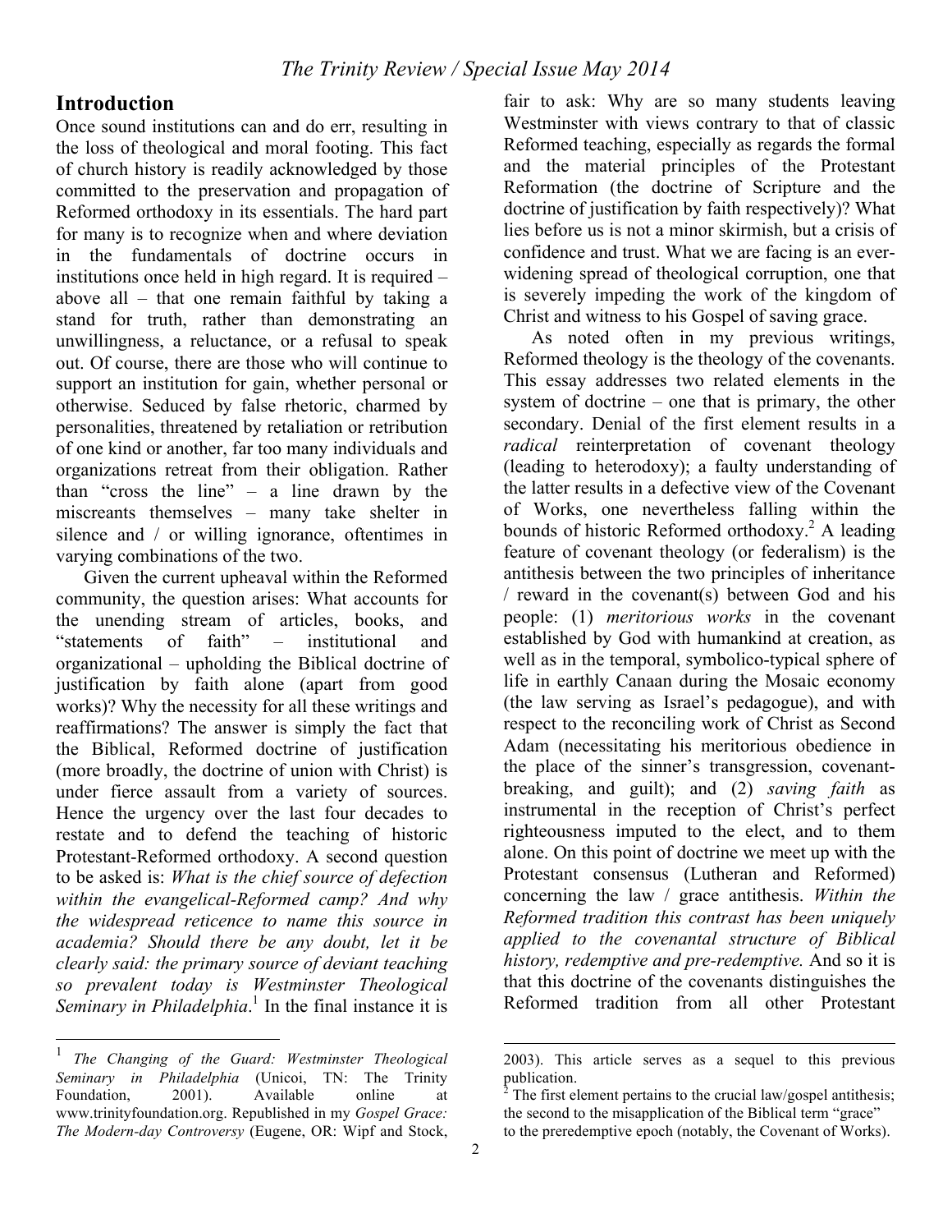## Introduction

Once sound institutions can and do err, resulting in the loss of theological and moral footing. This fact of church history is readily acknowledged by those committed to the preservation and propagation of Reformed orthodoxy in its essentials. The hard part for many is to recognize when and where deviation in the fundamentals of doctrine occurs in institutions once held in high regard. It is required – above all – that one remain faithful by taking a stand for truth, rather than demonstrating an unwillingness, a reluctance, or a refusal to speak out. Of course, there are those who will continue to support an institution for gain, whether personal or otherwise. Seduced by false rhetoric, charmed by personalities, threatened by retaliation or retribution of one kind or another, far too many individuals and organizations retreat from their obligation. Rather than "cross the line" – a line drawn by the miscreants themselves – many take shelter in silence and / or willing ignorance, oftentimes in varying combinations of the two.

Given the current upheaval within the Reformed community, the question arises: What accounts for the unending stream of articles, books, and "statements of faith" – institutional and organizational – upholding the Biblical doctrine of justification by faith alone (apart from good works)? Why the necessity for all these writings and reaffirmations? The answer is simply the fact that the Biblical, Reformed doctrine of justification (more broadly, the doctrine of union with Christ) is under fierce assault from a variety of sources. Hence the urgency over the last four decades to restate and to defend the teaching of historic Protestant-Reformed orthodoxy. A second question to be asked is: *What is the chief source of defection within the evangelical-Reformed camp? And why the widespread reticence to name this source in academia? Should there be any doubt, let it be clearly said: the primary source of deviant teaching so prevalent today is Westminster Theological Seminary in Philadelphia*.[1] In the final instance it is fair to ask: Why are so many students leaving Westminster with views contrary to that of classic Reformed teaching, especially as regards the formal and the material principles of the Protestant Reformation (the doctrine of Scripture and the doctrine of justification by faith respectively)? What lies before us is not a minor skirmish, but a crisis of confidence and trust. What we are facing is an ever-widening spread of theological corruption, one that is severely impeding the work of the kingdom of Christ and witness to his Gospel of saving grace.

As noted often in my previous writings, Reformed theology is the theology of the covenants. This essay addresses two related elements in the system of doctrine – one that is primary, the other secondary. Denial of the first element results in a *radical* reinterpretation of covenant theology (leading to heterodoxy); a faulty understanding of the latter results in a defective view of the Covenant of Works, one nevertheless falling within the bounds of historic Reformed orthodoxy.[2] A leading feature of covenant theology (or federalism) is the antithesis between the two principles of inheritance / reward in the covenant(s) between God and his people: (1) *meritorious works* in the covenant established by God with humankind at creation, as well as in the temporal, symbolico-typical sphere of life in earthly Canaan during the Mosaic economy (the law serving as Israel's pedagogue), and with respect to the reconciling work of Christ as Second Adam (necessitating his meritorious obedience in the place of the sinner's transgression, covenant-breaking, and guilt); and (2) *saving faith* as instrumental in the reception of Christ's perfect righteousness imputed to the elect, and to them alone. On this point of doctrine we meet up with the Protestant consensus (Lutheran and Reformed) concerning the law / grace antithesis. *Within the Reformed tradition this contrast has been uniquely applied to the covenantal structure of Biblical history, redemptive and pre-redemptive.* And so it is that this doctrine of the covenants distinguishes the Reformed tradition from all other Protestant

---

[1] *The Changing of the Guard: Westminster Theological Seminary in Philadelphia* (Unicoi, TN: The Trinity Foundation, 2001). Available online at www.trinityfoundation.org. Republished in my *Gospel Grace: The Modern-day Controversy* (Eugene, OR: Wipf and Stock, 2003). This article serves as a sequel to this previous publication.

[2] The first element pertains to the crucial law/gospel antithesis; the second to the misapplication of the Biblical term "grace" to the preredemptive epoch (notably, the Covenant of Works).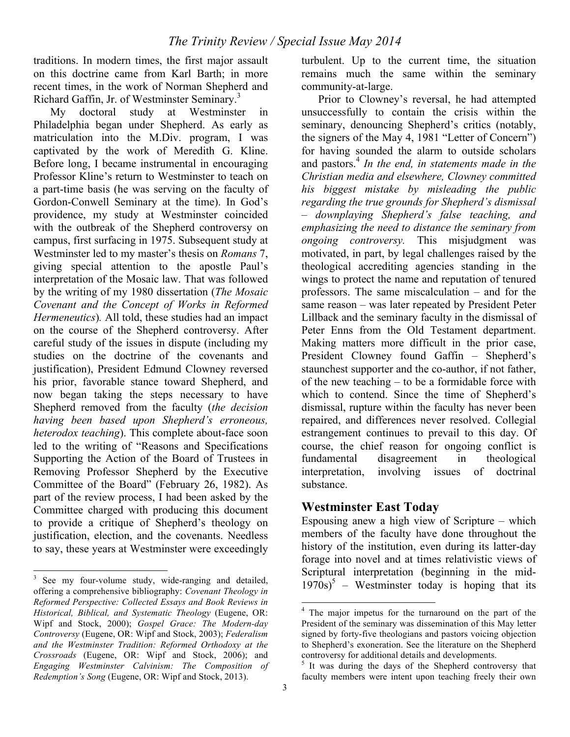traditions. In modern times, the first major assault on this doctrine came from Karl Barth; in more recent times, in the work of Norman Shepherd and Richard Gaffin, Jr. of Westminster Seminary.[3]

My doctoral study at Westminster in Philadelphia began under Shepherd. As early as matriculation into the M.Div. program, I was captivated by the work of Meredith G. Kline. Before long, I became instrumental in encouraging Professor Kline's return to Westminster to teach on a part-time basis (he was serving on the faculty of Gordon-Conwell Seminary at the time). In God's providence, my study at Westminster coincided with the outbreak of the Shepherd controversy on campus, first surfacing in 1975. Subsequent study at Westminster led to my master's thesis on *Romans* 7, giving special attention to the apostle Paul's interpretation of the Mosaic law. That was followed by the writing of my 1980 dissertation (*The Mosaic Covenant and the Concept of Works in Reformed Hermeneutics*). All told, these studies had an impact on the course of the Shepherd controversy. After careful study of the issues in dispute (including my studies on the doctrine of the covenants and justification), President Edmund Clowney reversed his prior, favorable stance toward Shepherd, and now began taking the steps necessary to have Shepherd removed from the faculty (*the decision having been based upon Shepherd's erroneous, heterodox teaching*). This complete about-face soon led to the writing of "Reasons and Specifications Supporting the Action of the Board of Trustees in Removing Professor Shepherd by the Executive Committee of the Board" (February 26, 1982). As part of the review process, I had been asked by the Committee charged with producing this document to provide a critique of Shepherd's theology on justification, election, and the covenants. Needless to say, these years at Westminster were exceedingly turbulent. Up to the current time, the situation remains much the same within the seminary community-at-large.

Prior to Clowney's reversal, he had attempted unsuccessfully to contain the crisis within the seminary, denouncing Shepherd's critics (notably, the signers of the May 4, 1981 "Letter of Concern") for having sounded the alarm to outside scholars and pastors.[4] *In the end, in statements made in the Christian media and elsewhere, Clowney committed his biggest mistake by misleading the public regarding the true grounds for Shepherd's dismissal – downplaying Shepherd's false teaching, and emphasizing the need to distance the seminary from ongoing controversy.* This misjudgment was motivated, in part, by legal challenges raised by the theological accrediting agencies standing in the wings to protect the name and reputation of tenured professors. The same miscalculation – and for the same reason – was later repeated by President Peter Lillback and the seminary faculty in the dismissal of Peter Enns from the Old Testament department. Making matters more difficult in the prior case, President Clowney found Gaffin – Shepherd's staunchest supporter and the co-author, if not father, of the new teaching – to be a formidable force with which to contend. Since the time of Shepherd's dismissal, rupture within the faculty has never been repaired, and differences never resolved. Collegial estrangement continues to prevail to this day. Of course, the chief reason for ongoing conflict is fundamental disagreement in theological interpretation, involving issues of doctrinal substance.

## Westminster East Today

Espousing anew a high view of Scripture – which members of the faculty have done throughout the history of the institution, even during its latter-day forage into novel and at times relativistic views of Scriptural interpretation (beginning in the mid-1970s)[5] – Westminster today is hoping that its

---

[3] See my four-volume study, wide-ranging and detailed, offering a comprehensive bibliography: *Covenant Theology in Reformed Perspective: Collected Essays and Book Reviews in Historical, Biblical, and Systematic Theology* (Eugene, OR: Wipf and Stock, 2000); *Gospel Grace: The Modern-day Controversy* (Eugene, OR: Wipf and Stock, 2003); *Federalism and the Westminster Tradition: Reformed Orthodoxy at the Crossroads* (Eugene, OR: Wipf and Stock, 2006); and *Engaging Westminster Calvinism: The Composition of Redemption's Song* (Eugene, OR: Wipf and Stock, 2013).

[4] The major impetus for the turnaround on the part of the President of the seminary was dissemination of this May letter signed by forty-five theologians and pastors voicing objection to Shepherd's exoneration. See the literature on the Shepherd controversy for additional details and developments.

[5] It was during the days of the Shepherd controversy that faculty members were intent upon teaching freely their own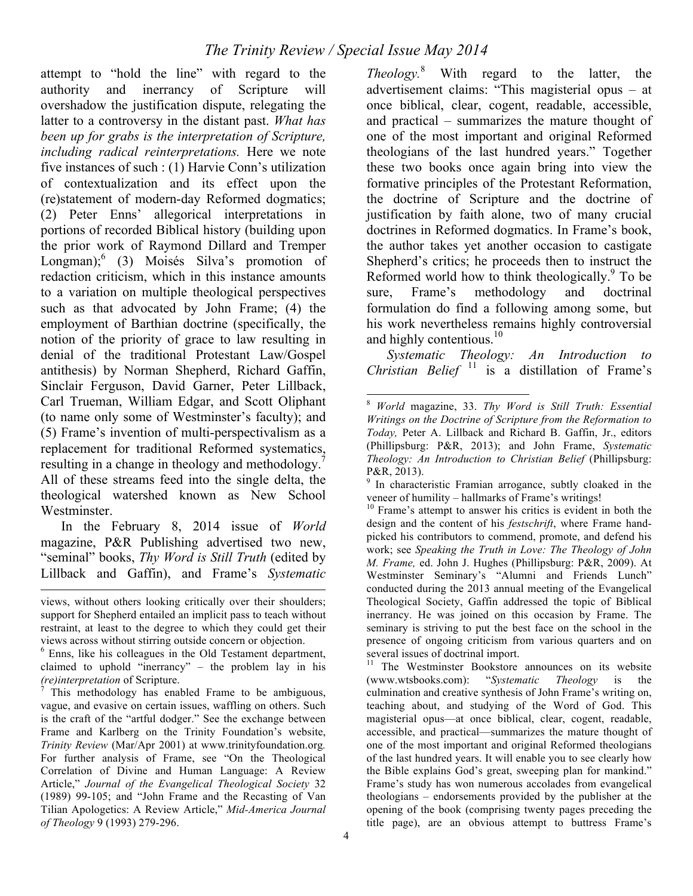attempt to "hold the line" with regard to the authority and inerrancy of Scripture will overshadow the justification dispute, relegating the latter to a controversy in the distant past. *What has been up for grabs is the interpretation of Scripture, including radical reinterpretations.* Here we note five instances of such : (1) Harvie Conn's utilization of contextualization and its effect upon the (re)statement of modern-day Reformed dogmatics; (2) Peter Enns' allegorical interpretations in portions of recorded Biblical history (building upon the prior work of Raymond Dillard and Tremper Longman);[6] (3) Moisés Silva's promotion of redaction criticism, which in this instance amounts to a variation on multiple theological perspectives such as that advocated by John Frame; (4) the employment of Barthian doctrine (specifically, the notion of the priority of grace to law resulting in denial of the traditional Protestant Law/Gospel antithesis) by Norman Shepherd, Richard Gaffin, Sinclair Ferguson, David Garner, Peter Lillback, Carl Trueman, William Edgar, and Scott Oliphant (to name only some of Westminster's faculty); and (5) Frame's invention of multi-perspectivalism as a replacement for traditional Reformed systematics, resulting in a change in theology and methodology.[7] All of these streams feed into the single delta, the theological watershed known as New School Westminster.

In the February 8, 2014 issue of *World* magazine, P&R Publishing advertised two new, "seminal" books, *Thy Word is Still Truth* (edited by Lillback and Gaffin), and Frame's *Systematic Theology.*[8] With regard to the latter, the advertisement claims: "This magisterial opus – at once biblical, clear, cogent, readable, accessible, and practical – summarizes the mature thought of one of the most important and original Reformed theologians of the last hundred years." Together these two books once again bring into view the formative principles of the Protestant Reformation, the doctrine of Scripture and the doctrine of justification by faith alone, two of many crucial doctrines in Reformed dogmatics. In Frame's book, the author takes yet another occasion to castigate Shepherd's critics; he proceeds then to instruct the Reformed world how to think theologically.[9] To be sure, Frame's methodology and doctrinal formulation do find a following among some, but his work nevertheless remains highly controversial and highly contentious.[10]

*Systematic Theology: An Introduction to Christian Belief* [11] is a distillation of Frame's

---

views, without others looking critically over their shoulders; support for Shepherd entailed an implicit pass to teach without restraint, at least to the degree to which they could get their views across without stirring outside concern or objection.

[6] Enns, like his colleagues in the Old Testament department, claimed to uphold "inerrancy" – the problem lay in his *(re)interpretation* of Scripture.

[7] This methodology has enabled Frame to be ambiguous, vague, and evasive on certain issues, waffling on others. Such is the craft of the "artful dodger." See the exchange between Frame and Karlberg on the Trinity Foundation's website, *Trinity Review* (Mar/Apr 2001) at www.trinityfoundation.org*.* For further analysis of Frame, see "On the Theological Correlation of Divine and Human Language: A Review Article," *Journal of the Evangelical Theological Society* 32 (1989) 99-105; and "John Frame and the Recasting of Van Tilian Apologetics: A Review Article," *Mid-America Journal of Theology* 9 (1993) 279-296.

[8] *World* magazine, 33. *Thy Word is Still Truth: Essential Writings on the Doctrine of Scripture from the Reformation to Today,* Peter A. Lillback and Richard B. Gaffin, Jr., editors (Phillipsburg: P&R, 2013); and John Frame, *Systematic Theology: An Introduction to Christian Belief* (Phillipsburg: P&R, 2013).

[9] In characteristic Framian arrogance, subtly cloaked in the veneer of humility – hallmarks of Frame's writings!

[10] Frame's attempt to answer his critics is evident in both the design and the content of his *festschrift*, where Frame handpicked his contributors to commend, promote, and defend his work; see *Speaking the Truth in Love: The Theology of John M. Frame,* ed. John J. Hughes (Phillipsburg: P&R, 2009). At Westminster Seminary's "Alumni and Friends Lunch" conducted during the 2013 annual meeting of the Evangelical Theological Society, Gaffin addressed the topic of Biblical inerrancy. He was joined on this occasion by Frame. The seminary is striving to put the best face on the school in the presence of ongoing criticism from various quarters and on several issues of doctrinal import.

[11] The Westminster Bookstore announces on its website (www.wtsbooks.com): "*Systematic Theology* is the culmination and creative synthesis of John Frame's writing on, teaching about, and studying of the Word of God. This magisterial opus—at once biblical, clear, cogent, readable, accessible, and practical—summarizes the mature thought of one of the most important and original Reformed theologians of the last hundred years. It will enable you to see clearly how the Bible explains God's great, sweeping plan for mankind." Frame's study has won numerous accolades from evangelical theologians – endorsements provided by the publisher at the opening of the book (comprising twenty pages preceding the title page), are an obvious attempt to buttress Frame's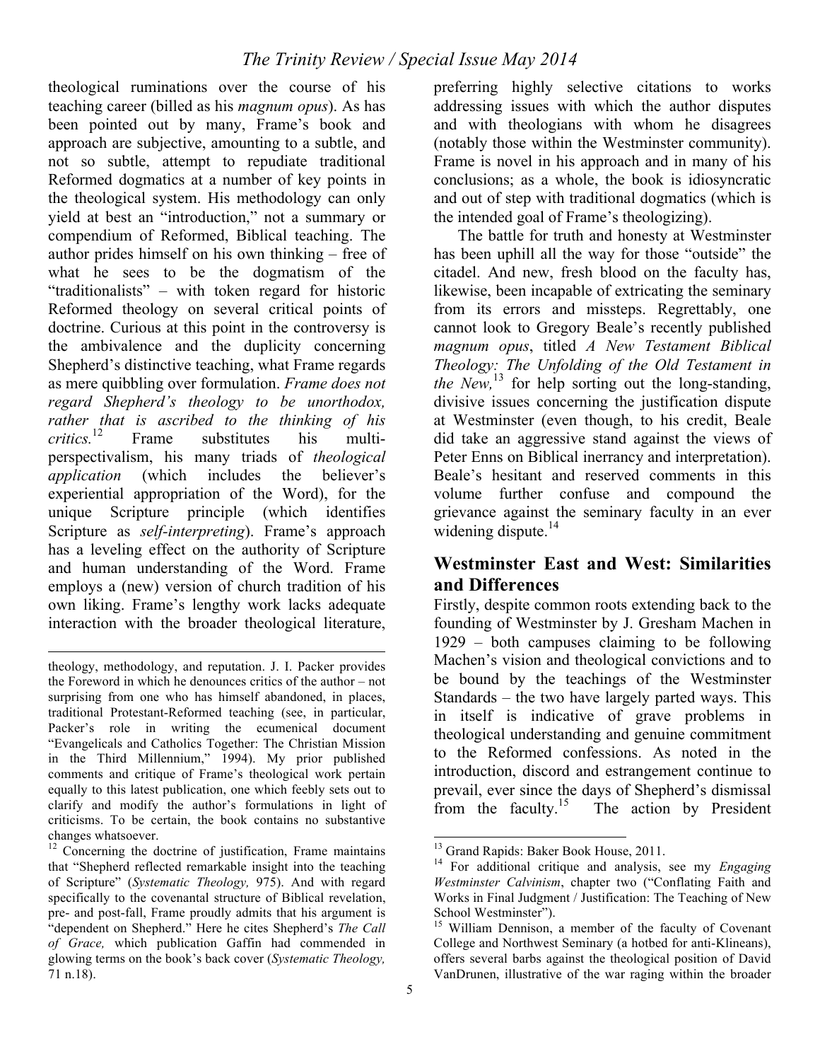theological ruminations over the course of his teaching career (billed as his *magnum opus*). As has been pointed out by many, Frame's book and approach are subjective, amounting to a subtle, and not so subtle, attempt to repudiate traditional Reformed dogmatics at a number of key points in the theological system. His methodology can only yield at best an "introduction," not a summary or compendium of Reformed, Biblical teaching. The author prides himself on his own thinking – free of what he sees to be the dogmatism of the "traditionalists" – with token regard for historic Reformed theology on several critical points of doctrine. Curious at this point in the controversy is the ambivalence and the duplicity concerning Shepherd's distinctive teaching, what Frame regards as mere quibbling over formulation. *Frame does not regard Shepherd's theology to be unorthodox, rather that is ascribed to the thinking of his critics.*[12] Frame substitutes his multi-perspectivalism, his many triads of *theological application* (which includes the believer's experiential appropriation of the Word), for the unique Scripture principle (which identifies Scripture as *self-interpreting*). Frame's approach has a leveling effect on the authority of Scripture and human understanding of the Word. Frame employs a (new) version of church tradition of his own liking. Frame's lengthy work lacks adequate interaction with the broader theological literature, preferring highly selective citations to works addressing issues with which the author disputes and with theologians with whom he disagrees (notably those within the Westminster community). Frame is novel in his approach and in many of his conclusions; as a whole, the book is idiosyncratic and out of step with traditional dogmatics (which is the intended goal of Frame's theologizing).

The battle for truth and honesty at Westminster has been uphill all the way for those "outside" the citadel. And new, fresh blood on the faculty has, likewise, been incapable of extricating the seminary from its errors and missteps. Regrettably, one cannot look to Gregory Beale's recently published *magnum opus*, titled *A New Testament Biblical Theology: The Unfolding of the Old Testament in the New,*[13] for help sorting out the long-standing, divisive issues concerning the justification dispute at Westminster (even though, to his credit, Beale did take an aggressive stand against the views of Peter Enns on Biblical inerrancy and interpretation). Beale's hesitant and reserved comments in this volume further confuse and compound the grievance against the seminary faculty in an ever widening dispute.[14]

## Westminster East and West: Similarities and Differences

Firstly, despite common roots extending back to the founding of Westminster by J. Gresham Machen in 1929 – both campuses claiming to be following Machen's vision and theological convictions and to be bound by the teachings of the Westminster Standards – the two have largely parted ways. This in itself is indicative of grave problems in theological understanding and genuine commitment to the Reformed confessions. As noted in the introduction, discord and estrangement continue to prevail, ever since the days of Shepherd's dismissal from the faculty.[15] The action by President

---

theology, methodology, and reputation. J. I. Packer provides the Foreword in which he denounces critics of the author – not surprising from one who has himself abandoned, in places, traditional Protestant-Reformed teaching (see, in particular, Packer's role in writing the ecumenical document "Evangelicals and Catholics Together: The Christian Mission in the Third Millennium," 1994). My prior published comments and critique of Frame's theological work pertain equally to this latest publication, one which feebly sets out to clarify and modify the author's formulations in light of criticisms. To be certain, the book contains no substantive changes whatsoever.

[12] Concerning the doctrine of justification, Frame maintains that "Shepherd reflected remarkable insight into the teaching of Scripture" (*Systematic Theology,* 975). And with regard specifically to the covenantal structure of Biblical revelation, pre- and post-fall, Frame proudly admits that his argument is "dependent on Shepherd." Here he cites Shepherd's *The Call of Grace,* which publication Gaffin had commended in glowing terms on the book's back cover (*Systematic Theology,* 71 n.18).

[13] Grand Rapids: Baker Book House, 2011.

[14] For additional critique and analysis, see my *Engaging Westminster Calvinism*, chapter two ("Conflating Faith and Works in Final Judgment / Justification: The Teaching of New School Westminster").

[15] William Dennison, a member of the faculty of Covenant College and Northwest Seminary (a hotbed for anti-Klineans), offers several barbs against the theological position of David VanDrunen, illustrative of the war raging within the broader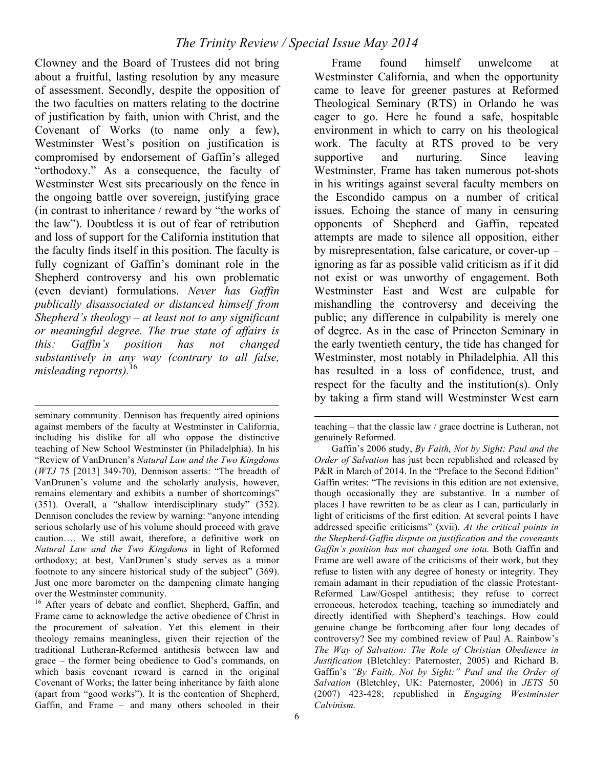Clowney and the Board of Trustees did not bring about a fruitful, lasting resolution by any measure of assessment. Secondly, despite the opposition of the two faculties on matters relating to the doctrine of justification by faith, union with Christ, and the Covenant of Works (to name only a few), Westminster West's position on justification is compromised by endorsement of Gaffin's alleged "orthodoxy." As a consequence, the faculty of Westminster West sits precariously on the fence in the ongoing battle over sovereign, justifying grace (in contrast to inheritance / reward by "the works of the law"). Doubtless it is out of fear of retribution and loss of support for the California institution that the faculty finds itself in this position. The faculty is fully cognizant of Gaffin's dominant role in the Shepherd controversy and his own problematic (even deviant) formulations. *Never has Gaffin publically disassociated or distanced himself from Shepherd's theology – at least not to any significant or meaningful degree. The true state of affairs is this: Gaffin's position has not changed substantively in any way (contrary to all false, misleading reports).*[16]

Frame found himself unwelcome at Westminster California, and when the opportunity came to leave for greener pastures at Reformed Theological Seminary (RTS) in Orlando he was eager to go. Here he found a safe, hospitable environment in which to carry on his theological work. The faculty at RTS proved to be very supportive and nurturing. Since leaving Westminster, Frame has taken numerous pot-shots in his writings against several faculty members on the Escondido campus on a number of critical issues. Echoing the stance of many in censuring opponents of Shepherd and Gaffin, repeated attempts are made to silence all opposition, either by misrepresentation, false caricature, or cover-up – ignoring as far as possible valid criticism as if it did not exist or was unworthy of engagement. Both Westminster East and West are culpable for mishandling the controversy and deceiving the public; any difference in culpability is merely one of degree. As in the case of Princeton Seminary in the early twentieth century, the tide has changed for Westminster, most notably in Philadelphia. All this has resulted in a loss of confidence, trust, and respect for the faculty and the institution(s). Only by taking a firm stand will Westminster West earn

---

seminary community. Dennison has frequently aired opinions against members of the faculty at Westminster in California, including his dislike for all who oppose the distinctive teaching of New School Westminster (in Philadelphia). In his "Review of VanDrunen's *Natural Law and the Two Kingdoms* (*WTJ* 75 [2013] 349-70), Dennison asserts: "The breadth of VanDrunen's volume and the scholarly analysis, however, remains elementary and exhibits a number of shortcomings" (351). Overall, a "shallow interdisciplinary study" (352). Dennison concludes the review by warning: "anyone intending serious scholarly use of his volume should proceed with grave caution…. We still await, therefore, a definitive work on *Natural Law and the Two Kingdoms* in light of Reformed orthodoxy; at best, VanDrunen's study serves as a minor footnote to any sincere historical study of the subject" (369). Just one more barometer on the dampening climate hanging over the Westminster community.

[16] After years of debate and conflict, Shepherd, Gaffin, and Frame came to acknowledge the active obedience of Christ in the procurement of salvation. Yet this element in their theology remains meaningless, given their rejection of the traditional Lutheran-Reformed antithesis between law and grace – the former being obedience to God's commands, on which basis covenant reward is earned in the original Covenant of Works; the latter being inheritance by faith alone (apart from "good works"). It is the contention of Shepherd, Gaffin, and Frame – and many others schooled in their teaching – that the classic law / grace doctrine is Lutheran, not genuinely Reformed.

Gaffin's 2006 study, *By Faith, Not by Sight: Paul and the Order of Salvation* has just been republished and released by P&R in March of 2014. In the "Preface to the Second Edition" Gaffin writes: "The revisions in this edition are not extensive, though occasionally they are substantive. In a number of places I have rewritten to be as clear as I can, particularly in light of criticisms of the first edition. At several points I have addressed specific criticisms" (xvii). *At the critical points in the Shepherd-Gaffin dispute on justification and the covenants Gaffin's position has not changed one iota.* Both Gaffin and Frame are well aware of the criticisms of their work, but they refuse to listen with any degree of honesty or integrity. They remain adamant in their repudiation of the classic Protestant-Reformed Law/Gospel antithesis; they refuse to correct erroneous, heterodox teaching, teaching so immediately and directly identified with Shepherd's teachings. How could genuine change be forthcoming after four long decades of controversy? See my combined review of Paul A. Rainbow's *The Way of Salvation: The Role of Christian Obedience in Justification* (Bletchley: Paternoster, 2005) and Richard B. Gaffin's *"By Faith, Not by Sight:" Paul and the Order of Salvation* (Bletchley, UK: Paternoster, 2006) in *JETS* 50 (2007) 423-428; republished in *Engaging Westminster Calvinism.*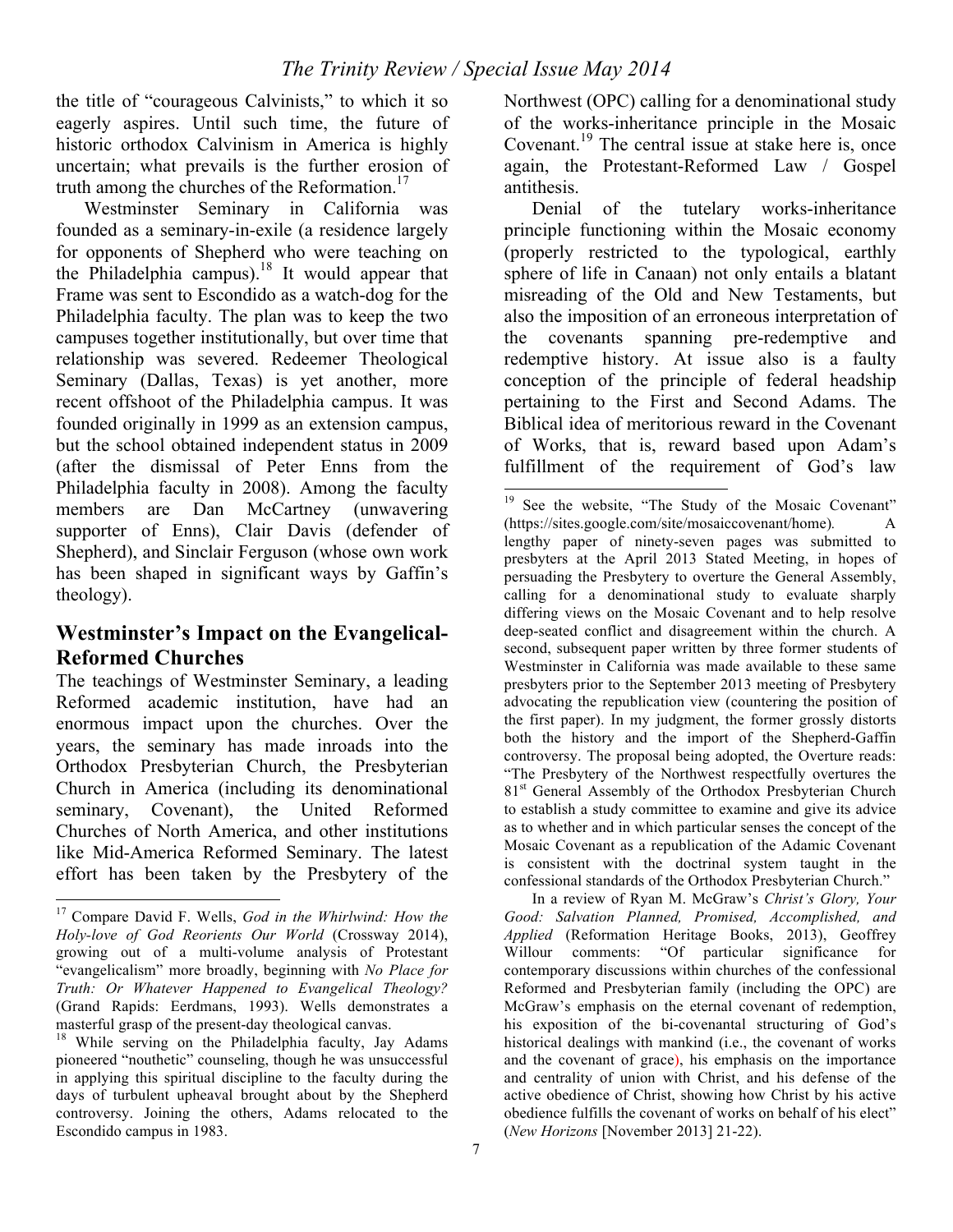the title of "courageous Calvinists," to which it so eagerly aspires. Until such time, the future of historic orthodox Calvinism in America is highly uncertain; what prevails is the further erosion of truth among the churches of the Reformation.[17]

Westminster Seminary in California was founded as a seminary-in-exile (a residence largely for opponents of Shepherd who were teaching on the Philadelphia campus).[18] It would appear that Frame was sent to Escondido as a watch-dog for the Philadelphia faculty. The plan was to keep the two campuses together institutionally, but over time that relationship was severed. Redeemer Theological Seminary (Dallas, Texas) is yet another, more recent offshoot of the Philadelphia campus. It was founded originally in 1999 as an extension campus, but the school obtained independent status in 2009 (after the dismissal of Peter Enns from the Philadelphia faculty in 2008). Among the faculty members are Dan McCartney (unwavering supporter of Enns), Clair Davis (defender of Shepherd), and Sinclair Ferguson (whose own work has been shaped in significant ways by Gaffin's theology).

## Westminster's Impact on the Evangelical-Reformed Churches

The teachings of Westminster Seminary, a leading Reformed academic institution, have had an enormous impact upon the churches. Over the years, the seminary has made inroads into the Orthodox Presbyterian Church, the Presbyterian Church in America (including its denominational seminary, Covenant), the United Reformed Churches of North America, and other institutions like Mid-America Reformed Seminary. The latest effort has been taken by the Presbytery of the Northwest (OPC) calling for a denominational study of the works-inheritance principle in the Mosaic Covenant.[19] The central issue at stake here is, once again, the Protestant-Reformed Law / Gospel antithesis.

Denial of the tutelary works-inheritance principle functioning within the Mosaic economy (properly restricted to the typological, earthly sphere of life in Canaan) not only entails a blatant misreading of the Old and New Testaments, but also the imposition of an erroneous interpretation of the covenants spanning pre-redemptive and redemptive history. At issue also is a faulty conception of the principle of federal headship pertaining to the First and Second Adams. The Biblical idea of meritorious reward in the Covenant of Works, that is, reward based upon Adam's fulfillment of the requirement of God's law

---

[17] Compare David F. Wells, *God in the Whirlwind: How the Holy-love of God Reorients Our World* (Crossway 2014), growing out of a multi-volume analysis of Protestant "evangelicalism" more broadly, beginning with *No Place for Truth: Or Whatever Happened to Evangelical Theology?* (Grand Rapids: Eerdmans, 1993). Wells demonstrates a masterful grasp of the present-day theological canvas.

[18] While serving on the Philadelphia faculty, Jay Adams pioneered "nouthetic" counseling, though he was unsuccessful in applying this spiritual discipline to the faculty during the days of turbulent upheaval brought about by the Shepherd controversy. Joining the others, Adams relocated to the Escondido campus in 1983.

[19] See the website, "The Study of the Mosaic Covenant" (https://sites.google.com/site/mosaiccovenant/home). A lengthy paper of ninety-seven pages was submitted to presbyters at the April 2013 Stated Meeting, in hopes of persuading the Presbytery to overture the General Assembly, calling for a denominational study to evaluate sharply differing views on the Mosaic Covenant and to help resolve deep-seated conflict and disagreement within the church. A second, subsequent paper written by three former students of Westminster in California was made available to these same presbyters prior to the September 2013 meeting of Presbytery advocating the republication view (countering the position of the first paper). In my judgment, the former grossly distorts both the history and the import of the Shepherd-Gaffin controversy. The proposal being adopted, the Overture reads: "The Presbytery of the Northwest respectfully overtures the 81st General Assembly of the Orthodox Presbyterian Church to establish a study committee to examine and give its advice as to whether and in which particular senses the concept of the Mosaic Covenant as a republication of the Adamic Covenant is consistent with the doctrinal system taught in the confessional standards of the Orthodox Presbyterian Church."

In a review of Ryan M. McGraw's *Christ's Glory, Your Good: Salvation Planned, Promised, Accomplished, and Applied* (Reformation Heritage Books, 2013), Geoffrey Willour comments: "Of particular significance for contemporary discussions within churches of the confessional Reformed and Presbyterian family (including the OPC) are McGraw's emphasis on the eternal covenant of redemption, his exposition of the bi-covenantal structuring of God's historical dealings with mankind (i.e., the covenant of works and the covenant of grace), his emphasis on the importance and centrality of union with Christ, and his defense of the active obedience of Christ, showing how Christ by his active obedience fulfills the covenant of works on behalf of his elect" (*New Horizons* [November 2013] 21-22).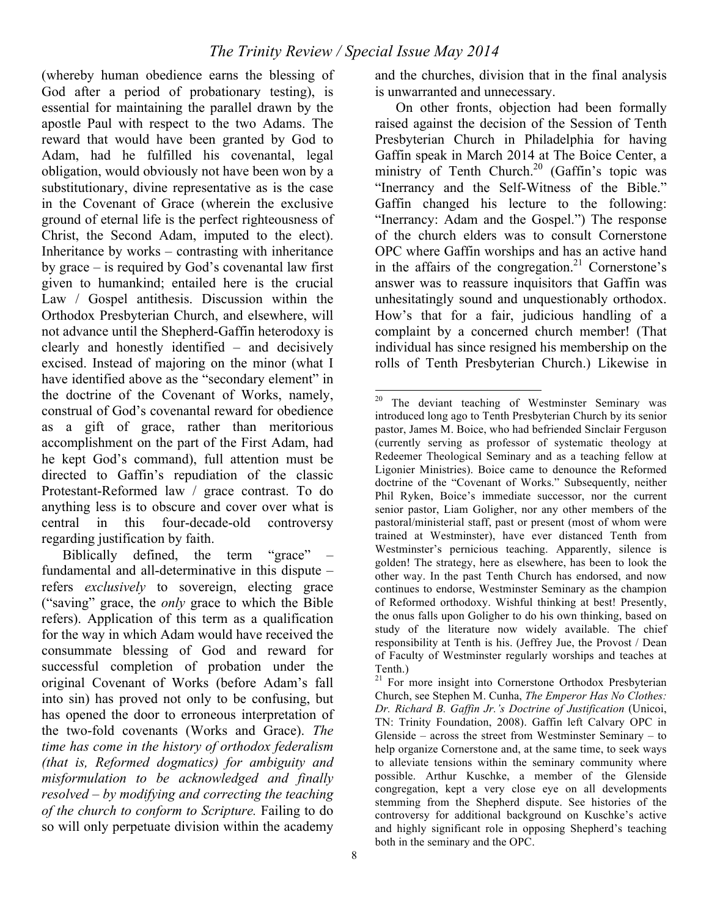(whereby human obedience earns the blessing of God after a period of probationary testing), is essential for maintaining the parallel drawn by the apostle Paul with respect to the two Adams. The reward that would have been granted by God to Adam, had he fulfilled his covenantal, legal obligation, would obviously not have been won by a substitutionary, divine representative as is the case in the Covenant of Grace (wherein the exclusive ground of eternal life is the perfect righteousness of Christ, the Second Adam, imputed to the elect). Inheritance by works – contrasting with inheritance by grace – is required by God's covenantal law first given to humankind; entailed here is the crucial Law / Gospel antithesis. Discussion within the Orthodox Presbyterian Church, and elsewhere, will not advance until the Shepherd-Gaffin heterodoxy is clearly and honestly identified – and decisively excised. Instead of majoring on the minor (what I have identified above as the "secondary element" in the doctrine of the Covenant of Works, namely, construal of God's covenantal reward for obedience as a gift of grace, rather than meritorious accomplishment on the part of the First Adam, had he kept God's command), full attention must be directed to Gaffin's repudiation of the classic Protestant-Reformed law / grace contrast. To do anything less is to obscure and cover over what is central in this four-decade-old controversy regarding justification by faith.

Biblically defined, the term "grace" – fundamental and all-determinative in this dispute – refers *exclusively* to sovereign, electing grace ("saving" grace, the *only* grace to which the Bible refers). Application of this term as a qualification for the way in which Adam would have received the consummate blessing of God and reward for successful completion of probation under the original Covenant of Works (before Adam's fall into sin) has proved not only to be confusing, but has opened the door to erroneous interpretation of the two-fold covenants (Works and Grace). *The time has come in the history of orthodox federalism (that is, Reformed dogmatics) for ambiguity and misformulation to be acknowledged and finally resolved – by modifying and correcting the teaching of the church to conform to Scripture.* Failing to do so will only perpetuate division within the academy and the churches, division that in the final analysis is unwarranted and unnecessary.

On other fronts, objection had been formally raised against the decision of the Session of Tenth Presbyterian Church in Philadelphia for having Gaffin speak in March 2014 at The Boice Center, a ministry of Tenth Church.[20] (Gaffin's topic was "Inerrancy and the Self-Witness of the Bible." Gaffin changed his lecture to the following: "Inerrancy: Adam and the Gospel.") The response of the church elders was to consult Cornerstone OPC where Gaffin worships and has an active hand in the affairs of the congregation.[21] Cornerstone's answer was to reassure inquisitors that Gaffin was unhesitatingly sound and unquestionably orthodox. How's that for a fair, judicious handling of a complaint by a concerned church member! (That individual has since resigned his membership on the rolls of Tenth Presbyterian Church.) Likewise in

---

[20] The deviant teaching of Westminster Seminary was introduced long ago to Tenth Presbyterian Church by its senior pastor, James M. Boice, who had befriended Sinclair Ferguson (currently serving as professor of systematic theology at Redeemer Theological Seminary and as a teaching fellow at Ligonier Ministries). Boice came to denounce the Reformed doctrine of the "Covenant of Works." Subsequently, neither Phil Ryken, Boice's immediate successor, nor the current senior pastor, Liam Goligher, nor any other members of the pastoral/ministerial staff, past or present (most of whom were trained at Westminster), have ever distanced Tenth from Westminster's pernicious teaching. Apparently, silence is golden! The strategy, here as elsewhere, has been to look the other way. In the past Tenth Church has endorsed, and now continues to endorse, Westminster Seminary as the champion of Reformed orthodoxy. Wishful thinking at best! Presently, the onus falls upon Goligher to do his own thinking, based on study of the literature now widely available. The chief responsibility at Tenth is his. (Jeffrey Jue, the Provost / Dean of Faculty of Westminster regularly worships and teaches at Tenth.)

[21] For more insight into Cornerstone Orthodox Presbyterian Church, see Stephen M. Cunha, *The Emperor Has No Clothes: Dr. Richard B. Gaffin Jr.'s Doctrine of Justification* (Unicoi, TN: Trinity Foundation, 2008). Gaffin left Calvary OPC in Glenside – across the street from Westminster Seminary – to help organize Cornerstone and, at the same time, to seek ways to alleviate tensions within the seminary community where possible. Arthur Kuschke, a member of the Glenside congregation, kept a very close eye on all developments stemming from the Shepherd dispute. See histories of the controversy for additional background on Kuschke's active and highly significant role in opposing Shepherd's teaching both in the seminary and the OPC.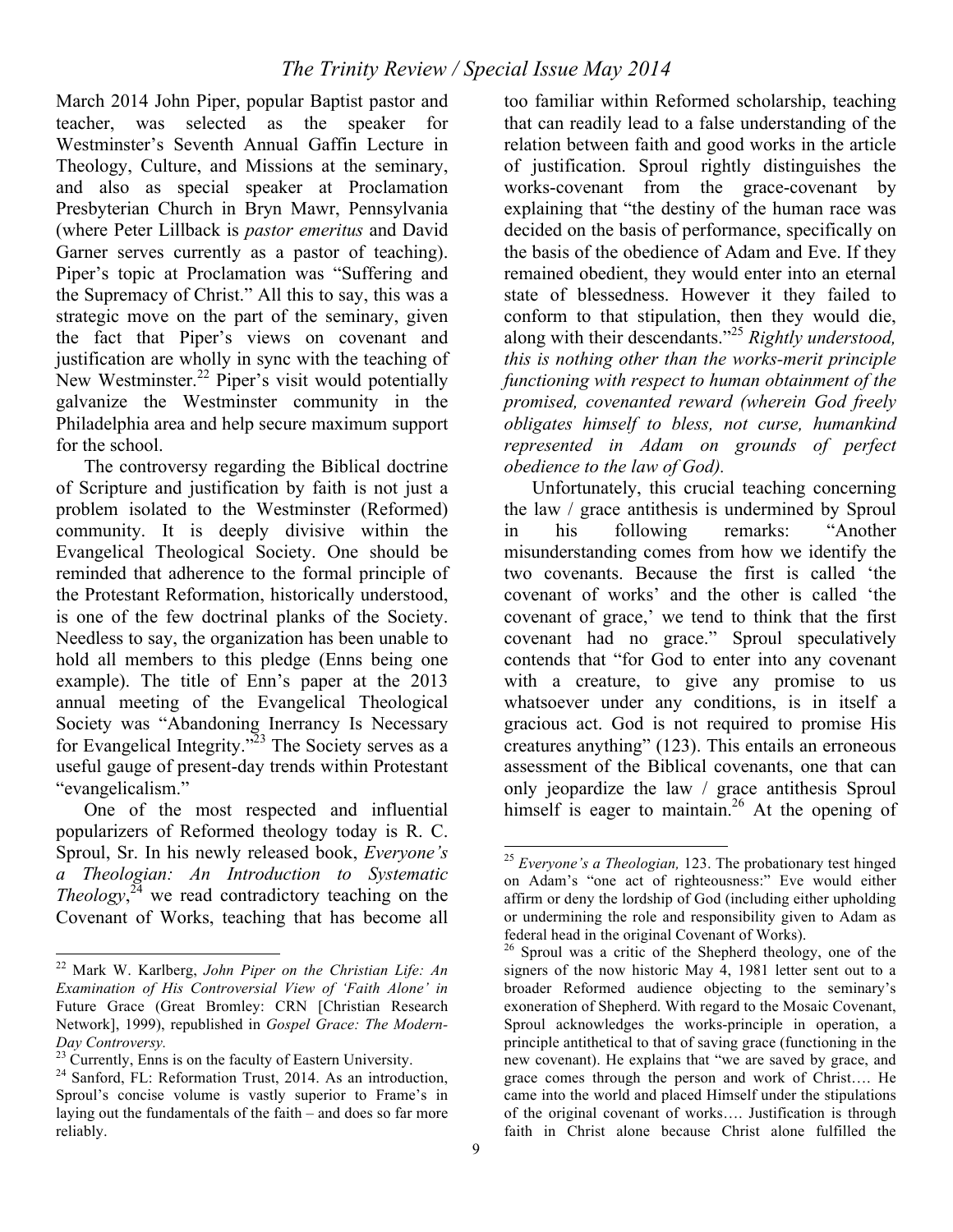March 2014 John Piper, popular Baptist pastor and teacher, was selected as the speaker for Westminster's Seventh Annual Gaffin Lecture in Theology, Culture, and Missions at the seminary, and also as special speaker at Proclamation Presbyterian Church in Bryn Mawr, Pennsylvania (where Peter Lillback is *pastor emeritus* and David Garner serves currently as a pastor of teaching). Piper's topic at Proclamation was "Suffering and the Supremacy of Christ." All this to say, this was a strategic move on the part of the seminary, given the fact that Piper's views on covenant and justification are wholly in sync with the teaching of New Westminster.[22] Piper's visit would potentially galvanize the Westminster community in the Philadelphia area and help secure maximum support for the school.

The controversy regarding the Biblical doctrine of Scripture and justification by faith is not just a problem isolated to the Westminster (Reformed) community. It is deeply divisive within the Evangelical Theological Society. One should be reminded that adherence to the formal principle of the Protestant Reformation, historically understood, is one of the few doctrinal planks of the Society. Needless to say, the organization has been unable to hold all members to this pledge (Enns being one example). The title of Enn's paper at the 2013 annual meeting of the Evangelical Theological Society was "Abandoning Inerrancy Is Necessary for Evangelical Integrity."[23] The Society serves as a useful gauge of present-day trends within Protestant "evangelicalism."

One of the most respected and influential popularizers of Reformed theology today is R. C. Sproul, Sr. In his newly released book, *Everyone's a Theologian: An Introduction to Systematic Theology*,[24] we read contradictory teaching on the Covenant of Works, teaching that has become all too familiar within Reformed scholarship, teaching that can readily lead to a false understanding of the relation between faith and good works in the article of justification. Sproul rightly distinguishes the works-covenant from the grace-covenant by explaining that "the destiny of the human race was decided on the basis of performance, specifically on the basis of the obedience of Adam and Eve. If they remained obedient, they would enter into an eternal state of blessedness. However it they failed to conform to that stipulation, then they would die, along with their descendants."[25] *Rightly understood, this is nothing other than the works-merit principle functioning with respect to human obtainment of the promised, covenanted reward (wherein God freely obligates himself to bless, not curse, humankind represented in Adam on grounds of perfect obedience to the law of God).*

Unfortunately, this crucial teaching concerning the law / grace antithesis is undermined by Sproul in his following remarks: "Another misunderstanding comes from how we identify the two covenants. Because the first is called 'the covenant of works' and the other is called 'the covenant of grace,' we tend to think that the first covenant had no grace." Sproul speculatively contends that "for God to enter into any covenant with a creature, to give any promise to us whatsoever under any conditions, is in itself a gracious act. God is not required to promise His creatures anything" (123). This entails an erroneous assessment of the Biblical covenants, one that can only jeopardize the law / grace antithesis Sproul himself is eager to maintain.[26] At the opening of

---

[22] Mark W. Karlberg, *John Piper on the Christian Life: An Examination of His Controversial View of 'Faith Alone' in* Future Grace (Great Bromley: CRN [Christian Research Network], 1999), republished in *Gospel Grace: The Modern-Day Controversy.*

[23] Currently, Enns is on the faculty of Eastern University.

[24] Sanford, FL: Reformation Trust, 2014. As an introduction, Sproul's concise volume is vastly superior to Frame's in laying out the fundamentals of the faith – and does so far more reliably.

[25] *Everyone's a Theologian,* 123. The probationary test hinged on Adam's "one act of righteousness:" Eve would either affirm or deny the lordship of God (including either upholding or undermining the role and responsibility given to Adam as federal head in the original Covenant of Works).

[26] Sproul was a critic of the Shepherd theology, one of the signers of the now historic May 4, 1981 letter sent out to a broader Reformed audience objecting to the seminary's exoneration of Shepherd. With regard to the Mosaic Covenant, Sproul acknowledges the works-principle in operation, a principle antithetical to that of saving grace (functioning in the new covenant). He explains that "we are saved by grace, and grace comes through the person and work of Christ…. He came into the world and placed Himself under the stipulations of the original covenant of works…. Justification is through faith in Christ alone because Christ alone fulfilled the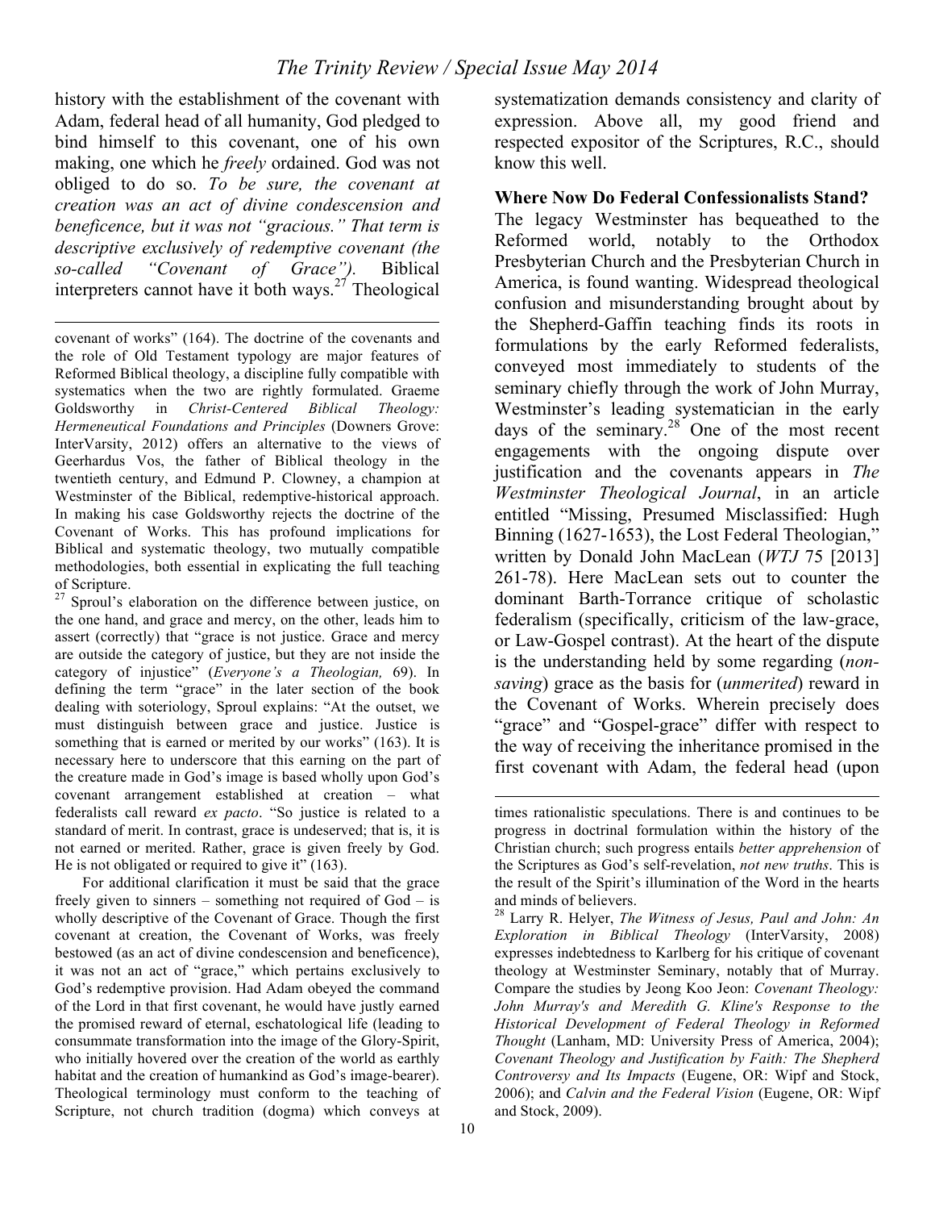history with the establishment of the covenant with Adam, federal head of all humanity, God pledged to bind himself to this covenant, one of his own making, one which he *freely* ordained. God was not obliged to do so. *To be sure, the covenant at creation was an act of divine condescension and beneficence, but it was not "gracious." That term is descriptive exclusively of redemptive covenant (the so-called "Covenant of Grace").* Biblical interpreters cannot have it both ways.[27] Theological systematization demands consistency and clarity of expression. Above all, my good friend and respected expositor of the Scriptures, R.C., should know this well.

### Where Now Do Federal Confessionalists Stand?

The legacy Westminster has bequeathed to the Reformed world, notably to the Orthodox Presbyterian Church and the Presbyterian Church in America, is found wanting. Widespread theological confusion and misunderstanding brought about by the Shepherd-Gaffin teaching finds its roots in formulations by the early Reformed federalists, conveyed most immediately to students of the seminary chiefly through the work of John Murray, Westminster's leading systematician in the early days of the seminary.[28] One of the most recent engagements with the ongoing dispute over justification and the covenants appears in *The Westminster Theological Journal*, in an article entitled "Missing, Presumed Misclassified: Hugh Binning (1627-1653), the Lost Federal Theologian," written by Donald John MacLean (*WTJ* 75 [2013] 261-78). Here MacLean sets out to counter the dominant Barth-Torrance critique of scholastic federalism (specifically, criticism of the law-grace, or Law-Gospel contrast). At the heart of the dispute is the understanding held by some regarding (*non-saving*) grace as the basis for (*unmerited*) reward in the Covenant of Works. Wherein precisely does "grace" and "Gospel-grace" differ with respect to the way of receiving the inheritance promised in the first covenant with Adam, the federal head (upon

---

covenant of works" (164). The doctrine of the covenants and the role of Old Testament typology are major features of Reformed Biblical theology, a discipline fully compatible with systematics when the two are rightly formulated. Graeme Goldsworthy in *Christ-Centered Biblical Theology: Hermeneutical Foundations and Principles* (Downers Grove: InterVarsity, 2012) offers an alternative to the views of Geerhardus Vos, the father of Biblical theology in the twentieth century, and Edmund P. Clowney, a champion at Westminster of the Biblical, redemptive-historical approach. In making his case Goldsworthy rejects the doctrine of the Covenant of Works. This has profound implications for Biblical and systematic theology, two mutually compatible methodologies, both essential in explicating the full teaching of Scripture.

[27] Sproul's elaboration on the difference between justice, on the one hand, and grace and mercy, on the other, leads him to assert (correctly) that "grace is not justice. Grace and mercy are outside the category of justice, but they are not inside the category of injustice" (*Everyone's a Theologian,* 69). In defining the term "grace" in the later section of the book dealing with soteriology, Sproul explains: "At the outset, we must distinguish between grace and justice. Justice is something that is earned or merited by our works" (163). It is necessary here to underscore that this earning on the part of the creature made in God's image is based wholly upon God's covenant arrangement established at creation – what federalists call reward *ex pacto*. "So justice is related to a standard of merit. In contrast, grace is undeserved; that is, it is not earned or merited. Rather, grace is given freely by God. He is not obligated or required to give it" (163).

For additional clarification it must be said that the grace freely given to sinners – something not required of God – is wholly descriptive of the Covenant of Grace. Though the first covenant at creation, the Covenant of Works, was freely bestowed (as an act of divine condescension and beneficence), it was not an act of "grace," which pertains exclusively to God's redemptive provision. Had Adam obeyed the command of the Lord in that first covenant, he would have justly earned the promised reward of eternal, eschatological life (leading to consummate transformation into the image of the Glory-Spirit, who initially hovered over the creation of the world as earthly habitat and the creation of humankind as God's image-bearer). Theological terminology must conform to the teaching of Scripture, not church tradition (dogma) which conveys at times rationalistic speculations. There is and continues to be progress in doctrinal formulation within the history of the Christian church; such progress entails *better apprehension* of the Scriptures as God's self-revelation, *not new truths*. This is the result of the Spirit's illumination of the Word in the hearts and minds of believers.

[28] Larry R. Helyer, *The Witness of Jesus, Paul and John: An Exploration in Biblical Theology* (InterVarsity, 2008) expresses indebtedness to Karlberg for his critique of covenant theology at Westminster Seminary, notably that of Murray. Compare the studies by Jeong Koo Jeon: *Covenant Theology: John Murray's and Meredith G. Kline's Response to the Historical Development of Federal Theology in Reformed Thought* (Lanham, MD: University Press of America, 2004); *Covenant Theology and Justification by Faith: The Shepherd Controversy and Its Impacts* (Eugene, OR: Wipf and Stock, 2006); and *Calvin and the Federal Vision* (Eugene, OR: Wipf and Stock, 2009).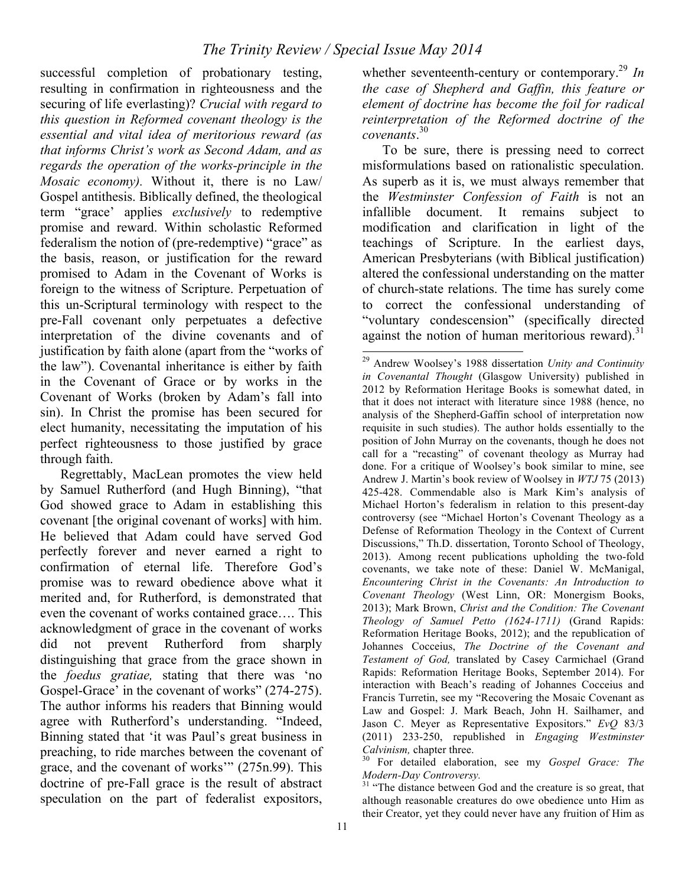successful completion of probationary testing, resulting in confirmation in righteousness and the securing of life everlasting)? *Crucial with regard to this question in Reformed covenant theology is the essential and vital idea of meritorious reward (as that informs Christ's work as Second Adam, and as regards the operation of the works-principle in the Mosaic economy).* Without it, there is no Law/Gospel antithesis. Biblically defined, the theological term "grace' applies *exclusively* to redemptive promise and reward. Within scholastic Reformed federalism the notion of (pre-redemptive) "grace" as the basis, reason, or justification for the reward promised to Adam in the Covenant of Works is foreign to the witness of Scripture. Perpetuation of this un-Scriptural terminology with respect to the pre-Fall covenant only perpetuates a defective interpretation of the divine covenants and of justification by faith alone (apart from the "works of the law"). Covenantal inheritance is either by faith in the Covenant of Grace or by works in the Covenant of Works (broken by Adam's fall into sin). In Christ the promise has been secured for elect humanity, necessitating the imputation of his perfect righteousness to those justified by grace through faith.

Regrettably, MacLean promotes the view held by Samuel Rutherford (and Hugh Binning), "that God showed grace to Adam in establishing this covenant [the original covenant of works] with him. He believed that Adam could have served God perfectly forever and never earned a right to confirmation of eternal life. Therefore God's promise was to reward obedience above what it merited and, for Rutherford, is demonstrated that even the covenant of works contained grace…. This acknowledgment of grace in the covenant of works did not prevent Rutherford from sharply distinguishing that grace from the grace shown in the *foedus gratiae,* stating that there was 'no Gospel-Grace' in the covenant of works" (274-275). The author informs his readers that Binning would agree with Rutherford's understanding. "Indeed, Binning stated that 'it was Paul's great business in preaching, to ride marches between the covenant of grace, and the covenant of works'" (275n.99). This doctrine of pre-Fall grace is the result of abstract speculation on the part of federalist expositors, whether seventeenth-century or contemporary.[29] *In the case of Shepherd and Gaffin, this feature or element of doctrine has become the foil for radical reinterpretation of the Reformed doctrine of the covenants*.[30]

To be sure, there is pressing need to correct misformulations based on rationalistic speculation. As superb as it is, we must always remember that the *Westminster Confession of Faith* is not an infallible document. It remains subject to modification and clarification in light of the teachings of Scripture. In the earliest days, American Presbyterians (with Biblical justification) altered the confessional understanding on the matter of church-state relations. The time has surely come to correct the confessional understanding of "voluntary condescension" (specifically directed against the notion of human meritorious reward).[31]

---

[29] Andrew Woolsey's 1988 dissertation *Unity and Continuity in Covenantal Thought* (Glasgow University) published in 2012 by Reformation Heritage Books is somewhat dated, in that it does not interact with literature since 1988 (hence, no analysis of the Shepherd-Gaffin school of interpretation now requisite in such studies). The author holds essentially to the position of John Murray on the covenants, though he does not call for a "recasting" of covenant theology as Murray had done. For a critique of Woolsey's book similar to mine, see Andrew J. Martin's book review of Woolsey in *WTJ* 75 (2013) 425-428. Commendable also is Mark Kim's analysis of Michael Horton's federalism in relation to this present-day controversy (see "Michael Horton's Covenant Theology as a Defense of Reformation Theology in the Context of Current Discussions," Th.D. dissertation, Toronto School of Theology, 2013). Among recent publications upholding the two-fold covenants, we take note of these: Daniel W. McManigal, *Encountering Christ in the Covenants: An Introduction to Covenant Theology* (West Linn, OR: Monergism Books, 2013); Mark Brown, *Christ and the Condition: The Covenant Theology of Samuel Petto (1624-1711)* (Grand Rapids: Reformation Heritage Books, 2012); and the republication of Johannes Cocceius, *The Doctrine of the Covenant and Testament of God,* translated by Casey Carmichael (Grand Rapids: Reformation Heritage Books, September 2014). For interaction with Beach's reading of Johannes Cocceius and Francis Turretin, see my "Recovering the Mosaic Covenant as Law and Gospel: J. Mark Beach, John H. Sailhamer, and Jason C. Meyer as Representative Expositors." *EvQ* 83/3 (2011) 233-250, republished in *Engaging Westminster Calvinism,* chapter three.

[30] For detailed elaboration, see my *Gospel Grace: The Modern-Day Controversy.*

[31] "The distance between God and the creature is so great, that although reasonable creatures do owe obedience unto Him as their Creator, yet they could never have any fruition of Him as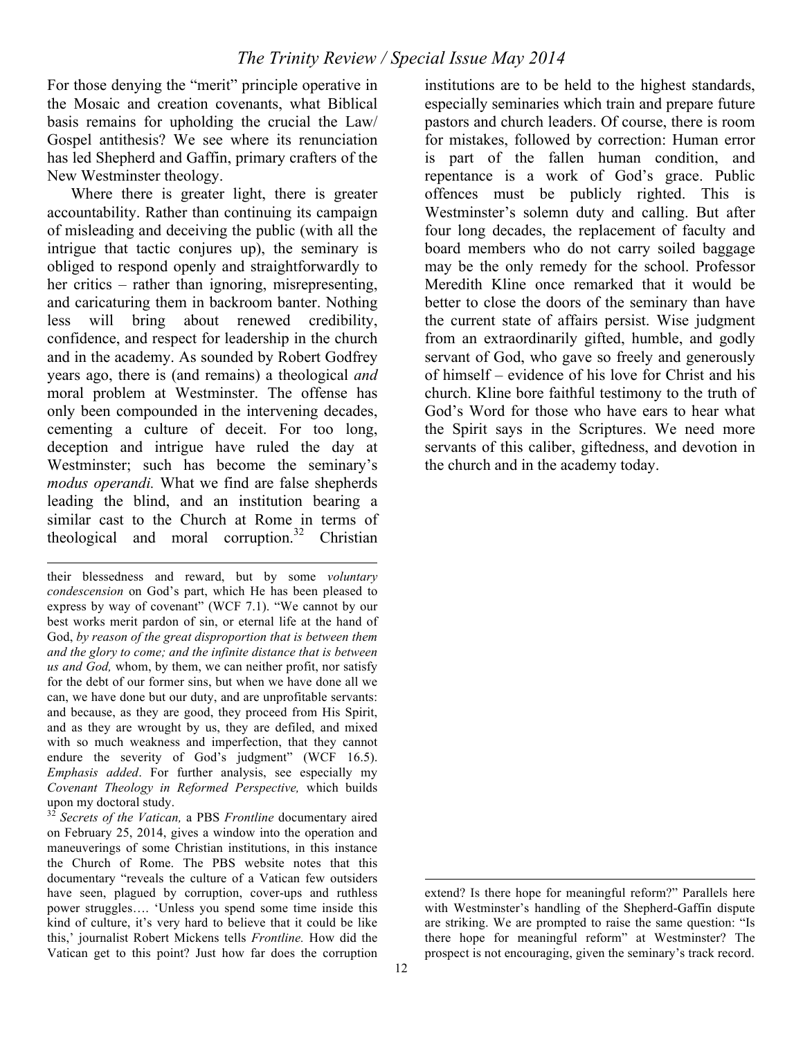For those denying the "merit" principle operative in the Mosaic and creation covenants, what Biblical basis remains for upholding the crucial the Law/ Gospel antithesis? We see where its renunciation has led Shepherd and Gaffin, primary crafters of the New Westminster theology.

Where there is greater light, there is greater accountability. Rather than continuing its campaign of misleading and deceiving the public (with all the intrigue that tactic conjures up), the seminary is obliged to respond openly and straightforwardly to her critics – rather than ignoring, misrepresenting, and caricaturing them in backroom banter. Nothing less will bring about renewed credibility, confidence, and respect for leadership in the church and in the academy. As sounded by Robert Godfrey years ago, there is (and remains) a theological *and* moral problem at Westminster. The offense has only been compounded in the intervening decades, cementing a culture of deceit. For too long, deception and intrigue have ruled the day at Westminster; such has become the seminary's *modus operandi.* What we find are false shepherds leading the blind, and an institution bearing a similar cast to the Church at Rome in terms of theological and moral corruption.[32] Christian institutions are to be held to the highest standards, especially seminaries which train and prepare future pastors and church leaders. Of course, there is room for mistakes, followed by correction: Human error is part of the fallen human condition, and repentance is a work of God's grace. Public offences must be publicly righted. This is Westminster's solemn duty and calling. But after four long decades, the replacement of faculty and board members who do not carry soiled baggage may be the only remedy for the school. Professor Meredith Kline once remarked that it would be better to close the doors of the seminary than have the current state of affairs persist. Wise judgment from an extraordinarily gifted, humble, and godly servant of God, who gave so freely and generously of himself – evidence of his love for Christ and his church. Kline bore faithful testimony to the truth of God's Word for those who have ears to hear what the Spirit says in the Scriptures. We need more servants of this caliber, giftedness, and devotion in the church and in the academy today.

---

their blessedness and reward, but by some *voluntary condescension* on God's part, which He has been pleased to express by way of covenant" (WCF 7.1). "We cannot by our best works merit pardon of sin, or eternal life at the hand of God, *by reason of the great disproportion that is between them and the glory to come; and the infinite distance that is between us and God,* whom, by them, we can neither profit, nor satisfy for the debt of our former sins, but when we have done all we can, we have done but our duty, and are unprofitable servants: and because, as they are good, they proceed from His Spirit, and as they are wrought by us, they are defiled, and mixed with so much weakness and imperfection, that they cannot endure the severity of God's judgment" (WCF 16.5). *Emphasis added*. For further analysis, see especially my *Covenant Theology in Reformed Perspective,* which builds upon my doctoral study.

[32] *Secrets of the Vatican,* a PBS *Frontline* documentary aired on February 25, 2014, gives a window into the operation and maneuverings of some Christian institutions, in this instance the Church of Rome. The PBS website notes that this documentary "reveals the culture of a Vatican few outsiders have seen, plagued by corruption, cover-ups and ruthless power struggles…. 'Unless you spend some time inside this kind of culture, it's very hard to believe that it could be like this,' journalist Robert Mickens tells *Frontline.* How did the Vatican get to this point? Just how far does the corruption extend? Is there hope for meaningful reform?" Parallels here with Westminster's handling of the Shepherd-Gaffin dispute are striking. We are prompted to raise the same question: "Is there hope for meaningful reform" at Westminster? The prospect is not encouraging, given the seminary's track record.